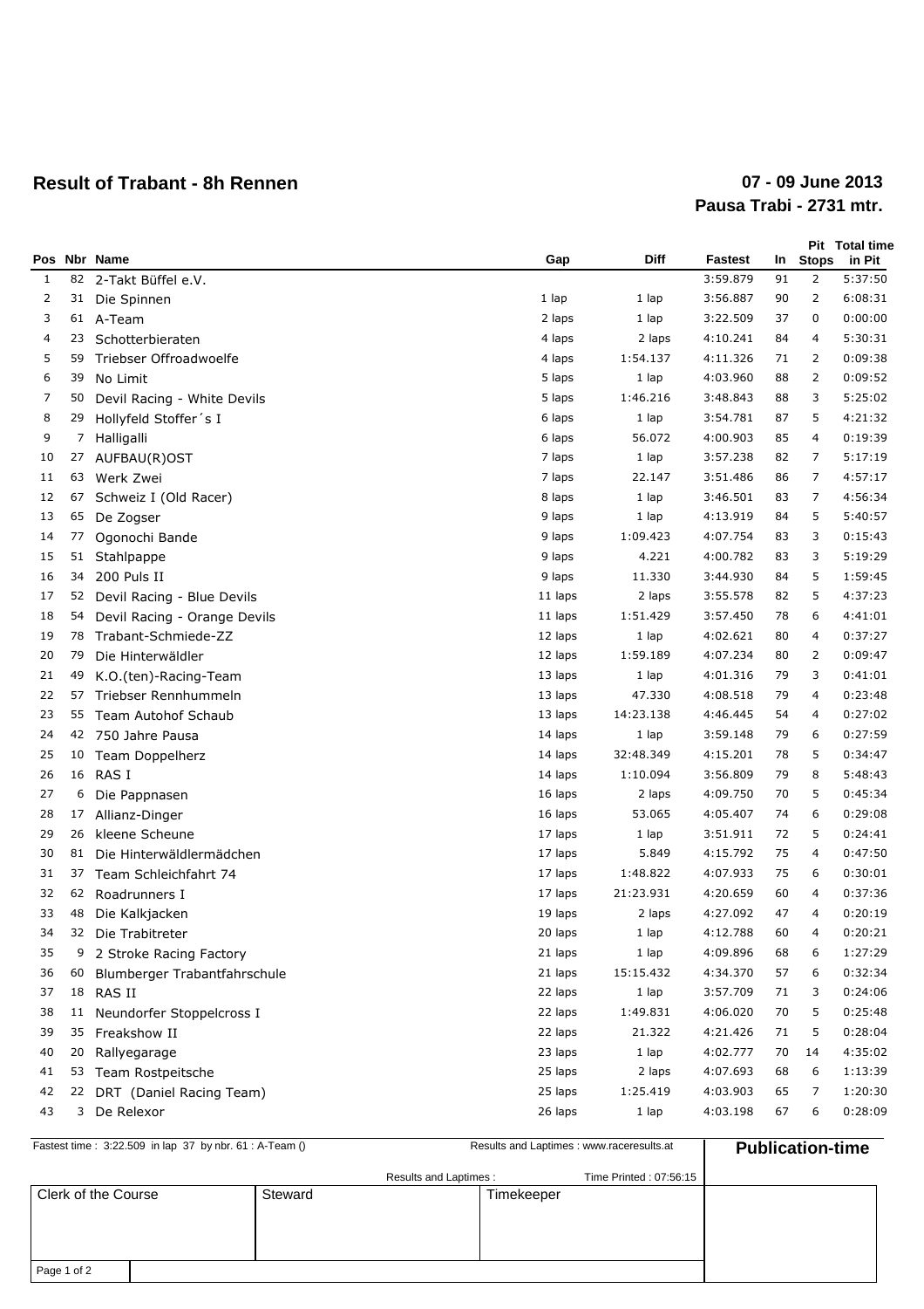# Result of Trabant - 8h Rennen

**07 - 09 June 2013**
**Pausa Trabi - 2731 mtr.**

| Pos | Nbr | Name | Gap | Diff | Fastest | In | Pit Stops | Total time in Pit |
|---|---|---|---|---|---|---|---|---|
| 1 | 82 | 2-Takt Büffel e.V. | | | 3:59.879 | 91 | 2 | 5:37:50 |
| 2 | 31 | Die Spinnen | 1 lap | 1 lap | 3:56.887 | 90 | 2 | 6:08:31 |
| 3 | 61 | A-Team | 2 laps | 1 lap | 3:22.509 | 37 | 0 | 0:00:00 |
| 4 | 23 | Schotterbieraten | 4 laps | 2 laps | 4:10.241 | 84 | 4 | 5:30:31 |
| 5 | 59 | Triebser Offroadwoelfe | 4 laps | 1:54.137 | 4:11.326 | 71 | 2 | 0:09:38 |
| 6 | 39 | No Limit | 5 laps | 1 lap | 4:03.960 | 88 | 2 | 0:09:52 |
| 7 | 50 | Devil Racing - White Devils | 5 laps | 1:46.216 | 3:48.843 | 88 | 3 | 5:25:02 |
| 8 | 29 | Hollyfeld Stoffer´s I | 6 laps | 1 lap | 3:54.781 | 87 | 5 | 4:21:32 |
| 9 | 7 | Halligalli | 6 laps | 56.072 | 4:00.903 | 85 | 4 | 0:19:39 |
| 10 | 27 | AUFBAU(R)OST | 7 laps | 1 lap | 3:57.238 | 82 | 7 | 5:17:19 |
| 11 | 63 | Werk Zwei | 7 laps | 22.147 | 3:51.486 | 86 | 7 | 4:57:17 |
| 12 | 67 | Schweiz I (Old Racer) | 8 laps | 1 lap | 3:46.501 | 83 | 7 | 4:56:34 |
| 13 | 65 | De Zogser | 9 laps | 1 lap | 4:13.919 | 84 | 5 | 5:40:57 |
| 14 | 77 | Ogonochi Bande | 9 laps | 1:09.423 | 4:07.754 | 83 | 3 | 0:15:43 |
| 15 | 51 | Stahlpappe | 9 laps | 4.221 | 4:00.782 | 83 | 3 | 5:19:29 |
| 16 | 34 | 200 Puls II | 9 laps | 11.330 | 3:44.930 | 84 | 5 | 1:59:45 |
| 17 | 52 | Devil Racing - Blue Devils | 11 laps | 2 laps | 3:55.578 | 82 | 5 | 4:37:23 |
| 18 | 54 | Devil Racing - Orange Devils | 11 laps | 1:51.429 | 3:57.450 | 78 | 6 | 4:41:01 |
| 19 | 78 | Trabant-Schmiede-ZZ | 12 laps | 1 lap | 4:02.621 | 80 | 4 | 0:37:27 |
| 20 | 79 | Die Hinterwäldler | 12 laps | 1:59.189 | 4:07.234 | 80 | 2 | 0:09:47 |
| 21 | 49 | K.O.(ten)-Racing-Team | 13 laps | 1 lap | 4:01.316 | 79 | 3 | 0:41:01 |
| 22 | 57 | Triebser Rennhummeln | 13 laps | 47.330 | 4:08.518 | 79 | 4 | 0:23:48 |
| 23 | 55 | Team Autohof Schaub | 13 laps | 14:23.138 | 4:46.445 | 54 | 4 | 0:27:02 |
| 24 | 42 | 750 Jahre Pausa | 14 laps | 1 lap | 3:59.148 | 79 | 6 | 0:27:59 |
| 25 | 10 | Team Doppelherz | 14 laps | 32:48.349 | 4:15.201 | 78 | 5 | 0:34:47 |
| 26 | 16 | RAS I | 14 laps | 1:10.094 | 3:56.809 | 79 | 8 | 5:48:43 |
| 27 | 6 | Die Pappnasen | 16 laps | 2 laps | 4:09.750 | 70 | 5 | 0:45:34 |
| 28 | 17 | Allianz-Dinger | 16 laps | 53.065 | 4:05.407 | 74 | 6 | 0:29:08 |
| 29 | 26 | kleene Scheune | 17 laps | 1 lap | 3:51.911 | 72 | 5 | 0:24:41 |
| 30 | 81 | Die Hinterwäldlermädchen | 17 laps | 5.849 | 4:15.792 | 75 | 4 | 0:47:50 |
| 31 | 37 | Team Schleichfahrt 74 | 17 laps | 1:48.822 | 4:07.933 | 75 | 6 | 0:30:01 |
| 32 | 62 | Roadrunners I | 17 laps | 21:23.931 | 4:20.659 | 60 | 4 | 0:37:36 |
| 33 | 48 | Die Kalkjacken | 19 laps | 2 laps | 4:27.092 | 47 | 4 | 0:20:19 |
| 34 | 32 | Die Trabitreter | 20 laps | 1 lap | 4:12.788 | 60 | 4 | 0:20:21 |
| 35 | 9 | 2 Stroke Racing Factory | 21 laps | 1 lap | 4:09.896 | 68 | 6 | 1:27:29 |
| 36 | 60 | Blumberger Trabantfahrschule | 21 laps | 15:15.432 | 4:34.370 | 57 | 6 | 0:32:34 |
| 37 | 18 | RAS II | 22 laps | 1 lap | 3:57.709 | 71 | 3 | 0:24:06 |
| 38 | 11 | Neundorfer Stoppelcross I | 22 laps | 1:49.831 | 4:06.020 | 70 | 5 | 0:25:48 |
| 39 | 35 | Freakshow II | 22 laps | 21.322 | 4:21.426 | 71 | 5 | 0:28:04 |
| 40 | 20 | Rallyegarage | 23 laps | 1 lap | 4:02.777 | 70 | 14 | 4:35:02 |
| 41 | 53 | Team Rostpeitsche | 25 laps | 2 laps | 4:07.693 | 68 | 6 | 1:13:39 |
| 42 | 22 | DRT (Daniel Racing Team) | 25 laps | 1:25.419 | 4:03.903 | 65 | 7 | 1:20:30 |
| 43 | 3 | De Relexor | 26 laps | 1 lap | 4:03.198 | 67 | 6 | 0:28:09 |

Fastest time : 3:22.509 in lap 37 by nbr. 61 : A-Team ()

Results and Laptimes : www.raceresults.at

**Publication-time**

Results and Laptimes :

Time Printed : 07:56:15

| Clerk of the Course | Steward | Timekeeper |
|---|---|---|
| | | |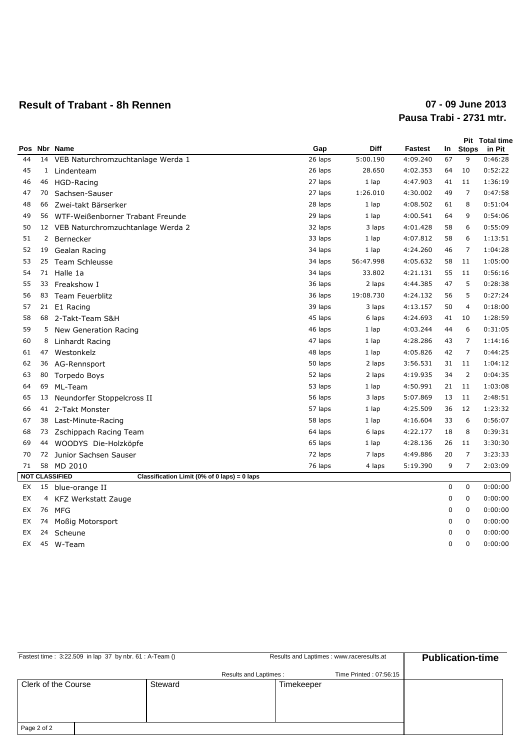# Result of Trabant - 8h Rennen

**07 - 09 June 2013**

**Pausa Trabi - 2731 mtr.**

| Pos | Nbr | Name | Gap | Diff | Fastest | In | Pit Stops | Total time in Pit |
|---|---|---|---|---|---|---|---|---|
| 44 | 14 | VEB Naturchromzuchtanlage Werda 1 | 26 laps | 5:00.190 | 4:09.240 | 67 | 9 | 0:46:28 |
| 45 | 1 | Lindenteam | 26 laps | 28.650 | 4:02.353 | 64 | 10 | 0:52:22 |
| 46 | 46 | HGD-Racing | 27 laps | 1 lap | 4:47.903 | 41 | 11 | 1:36:19 |
| 47 | 70 | Sachsen-Sauser | 27 laps | 1:26.010 | 4:30.002 | 49 | 7 | 0:47:58 |
| 48 | 66 | Zwei-takt Bärserker | 28 laps | 1 lap | 4:08.502 | 61 | 8 | 0:51:04 |
| 49 | 56 | WTF-Weißenborner Trabant Freunde | 29 laps | 1 lap | 4:00.541 | 64 | 9 | 0:54:06 |
| 50 | 12 | VEB Naturchromzuchtanlage Werda 2 | 32 laps | 3 laps | 4:01.428 | 58 | 6 | 0:55:09 |
| 51 | 2 | Bernecker | 33 laps | 1 lap | 4:07.812 | 58 | 6 | 1:13:51 |
| 52 | 19 | Gealan Racing | 34 laps | 1 lap | 4:24.260 | 46 | 7 | 1:04:28 |
| 53 | 25 | Team Schleusse | 34 laps | 56:47.998 | 4:05.632 | 58 | 11 | 1:05:00 |
| 54 | 71 | Halle 1a | 34 laps | 33.802 | 4:21.131 | 55 | 11 | 0:56:16 |
| 55 | 33 | Freakshow I | 36 laps | 2 laps | 4:44.385 | 47 | 5 | 0:28:38 |
| 56 | 83 | Team Feuerblitz | 36 laps | 19:08.730 | 4:24.132 | 56 | 5 | 0:27:24 |
| 57 | 21 | E1 Racing | 39 laps | 3 laps | 4:13.157 | 50 | 4 | 0:18:00 |
| 58 | 68 | 2-Takt-Team S&H | 45 laps | 6 laps | 4:24.693 | 41 | 10 | 1:28:59 |
| 59 | 5 | New Generation Racing | 46 laps | 1 lap | 4:03.244 | 44 | 6 | 0:31:05 |
| 60 | 8 | Linhardt Racing | 47 laps | 1 lap | 4:28.286 | 43 | 7 | 1:14:16 |
| 61 | 47 | Westonkelz | 48 laps | 1 lap | 4:05.826 | 42 | 7 | 0:44:25 |
| 62 | 36 | AG-Rennsport | 50 laps | 2 laps | 3:56.531 | 31 | 11 | 1:04:12 |
| 63 | 80 | Torpedo Boys | 52 laps | 2 laps | 4:19.935 | 34 | 2 | 0:04:35 |
| 64 | 69 | ML-Team | 53 laps | 1 lap | 4:50.991 | 21 | 11 | 1:03:08 |
| 65 | 13 | Neundorfer Stoppelcross II | 56 laps | 3 laps | 5:07.869 | 13 | 11 | 2:48:51 |
| 66 | 41 | 2-Takt Monster | 57 laps | 1 lap | 4:25.509 | 36 | 12 | 1:23:32 |
| 67 | 38 | Last-Minute-Racing | 58 laps | 1 lap | 4:16.604 | 33 | 6 | 0:56:07 |
| 68 | 73 | Zschippach Racing Team | 64 laps | 6 laps | 4:22.177 | 18 | 8 | 0:39:31 |
| 69 | 44 | WOODYS Die-Holzköpfe | 65 laps | 1 lap | 4:28.136 | 26 | 11 | 3:30:30 |
| 70 | 72 | Junior Sachsen Sauser | 72 laps | 7 laps | 4:49.886 | 20 | 7 | 3:23:33 |
| 71 | 58 | MD 2010 | 76 laps | 4 laps | 5:19.390 | 9 | 7 | 2:03:09 |
| **NOT CLASSIFIED** | | **Classification Limit (0% of 0 laps) = 0 laps** | | | | | | |
| EX | 15 | blue-orange II | | | | 0 | 0 | 0:00:00 |
| EX | 4 | KFZ Werkstatt Zauge | | | | 0 | 0 | 0:00:00 |
| EX | 76 | MFG | | | | 0 | 0 | 0:00:00 |
| EX | 74 | Moßig Motorsport | | | | 0 | 0 | 0:00:00 |
| EX | 24 | Scheune | | | | 0 | 0 | 0:00:00 |
| EX | 45 | W-Team | | | | 0 | 0 | 0:00:00 |

Fastest time : 3:22.509 in lap 37 by nbr. 61 : A-Team ()

Results and Laptimes : www.raceresults.at

**Publication-time**

Results and Laptimes :

Time Printed : 07:56:15

| Clerk of the Course | Steward | Timekeeper |
|---|---|---|
| | | |